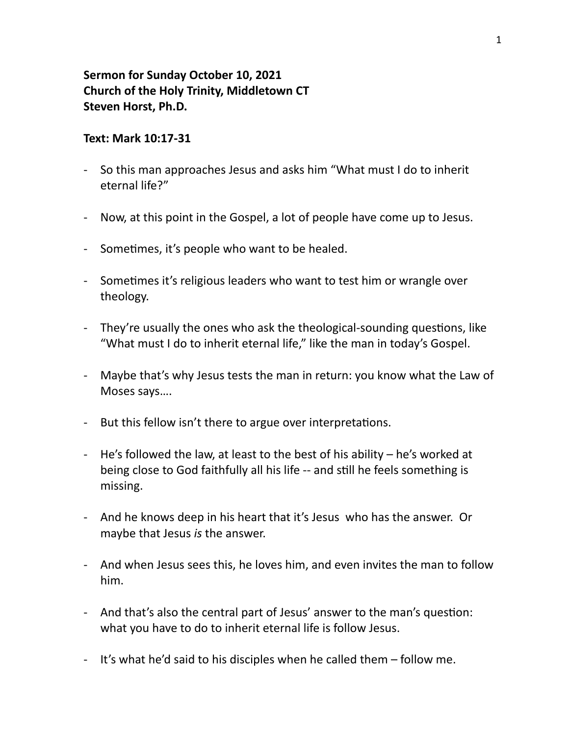**Sermon for Sunday October 10, 2021**
**Church of the Holy Trinity, Middletown CT**
**Steven Horst, Ph.D.**

**Text: Mark 10:17-31**

- So this man approaches Jesus and asks him "What must I do to inherit eternal life?"

- Now, at this point in the Gospel, a lot of people have come up to Jesus.

- Sometimes, it's people who want to be healed.

- Sometimes it's religious leaders who want to test him or wrangle over theology.

- They're usually the ones who ask the theological-sounding questions, like "What must I do to inherit eternal life," like the man in today's Gospel.

- Maybe that's why Jesus tests the man in return: you know what the Law of Moses says….

- But this fellow isn't there to argue over interpretations.

- He's followed the law, at least to the best of his ability – he's worked at being close to God faithfully all his life -- and still he feels something is missing.

- And he knows deep in his heart that it's Jesus who has the answer. Or maybe that Jesus *is* the answer.

- And when Jesus sees this, he loves him, and even invites the man to follow him.

- And that's also the central part of Jesus' answer to the man's question: what you have to do to inherit eternal life is follow Jesus.

- It's what he'd said to his disciples when he called them – follow me.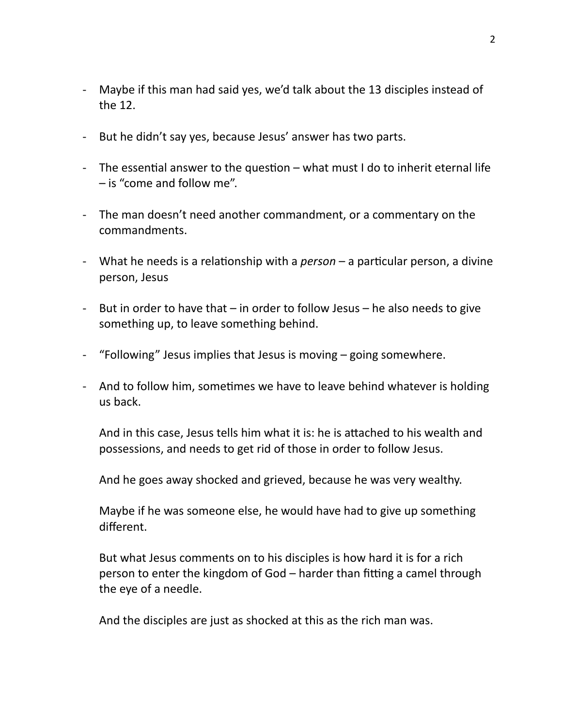- Maybe if this man had said yes, we'd talk about the 13 disciples instead of the 12.

- But he didn't say yes, because Jesus' answer has two parts.

- The essential answer to the question – what must I do to inherit eternal life – is "come and follow me".

- The man doesn't need another commandment, or a commentary on the commandments.

- What he needs is a relationship with a *person* – a particular person, a divine person, Jesus

- But in order to have that – in order to follow Jesus – he also needs to give something up, to leave something behind.

- "Following" Jesus implies that Jesus is moving – going somewhere.

- And to follow him, sometimes we have to leave behind whatever is holding us back.

  And in this case, Jesus tells him what it is: he is attached to his wealth and possessions, and needs to get rid of those in order to follow Jesus.

  And he goes away shocked and grieved, because he was very wealthy.

  Maybe if he was someone else, he would have had to give up something different.

  But what Jesus comments on to his disciples is how hard it is for a rich person to enter the kingdom of God – harder than fitting a camel through the eye of a needle.

  And the disciples are just as shocked at this as the rich man was.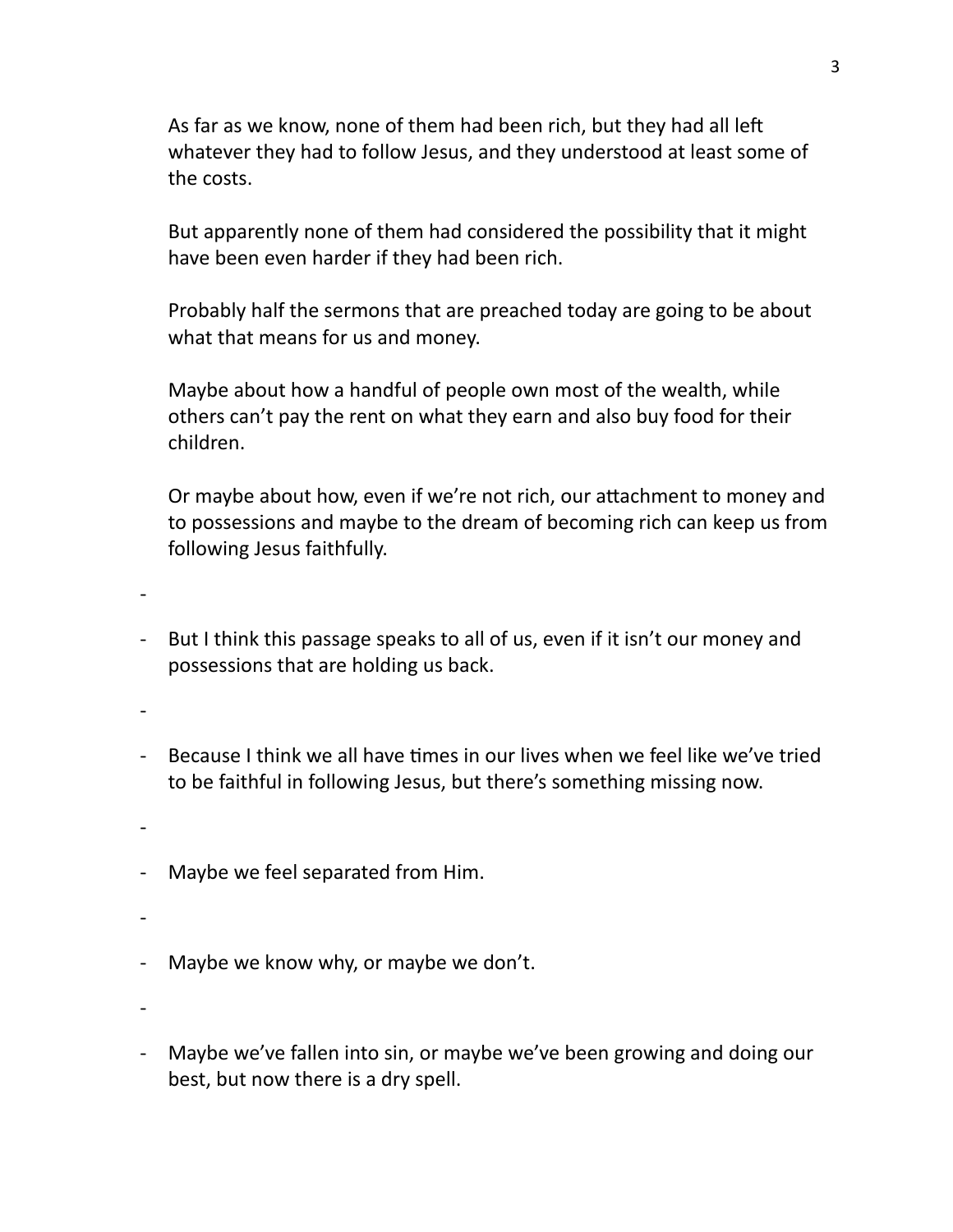As far as we know, none of them had been rich, but they had all left whatever they had to follow Jesus, and they understood at least some of the costs.

But apparently none of them had considered the possibility that it might have been even harder if they had been rich.

Probably half the sermons that are preached today are going to be about what that means for us and money.

Maybe about how a handful of people own most of the wealth, while others can't pay the rent on what they earn and also buy food for their children.

Or maybe about how, even if we're not rich, our attachment to money and to possessions and maybe to the dream of becoming rich can keep us from following Jesus faithfully.

-

- But I think this passage speaks to all of us, even if it isn't our money and possessions that are holding us back.

-

- Because I think we all have times in our lives when we feel like we've tried to be faithful in following Jesus, but there's something missing now.

-

- Maybe we feel separated from Him.

-

- Maybe we know why, or maybe we don't.

-

- Maybe we've fallen into sin, or maybe we've been growing and doing our best, but now there is a dry spell.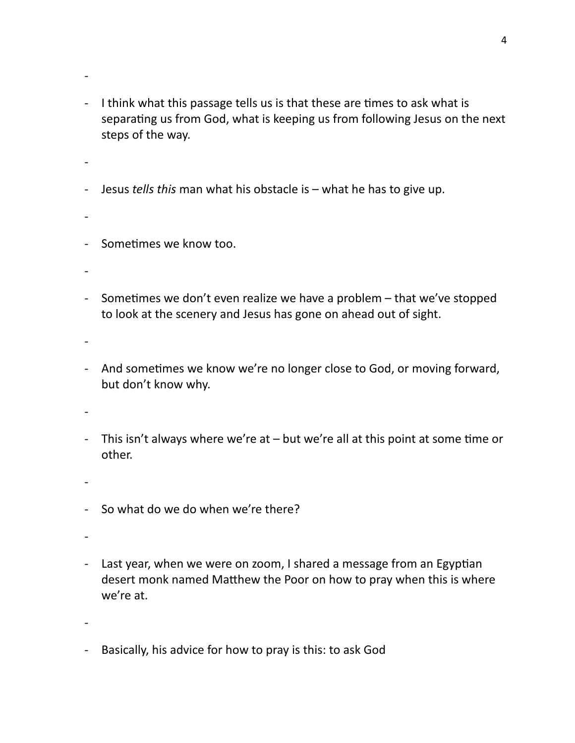- 

- I think what this passage tells us is that these are times to ask what is separating us from God, what is keeping us from following Jesus on the next steps of the way.

- 

- Jesus *tells this* man what his obstacle is – what he has to give up.

- 

- Sometimes we know too.

- 

- Sometimes we don't even realize we have a problem – that we've stopped to look at the scenery and Jesus has gone on ahead out of sight.

- 

- And sometimes we know we're no longer close to God, or moving forward, but don't know why.

- 

- This isn't always where we're at – but we're all at this point at some time or other.

- 

- So what do we do when we're there?

- 

- Last year, when we were on zoom, I shared a message from an Egyptian desert monk named Matthew the Poor on how to pray when this is where we're at.

- 

- Basically, his advice for how to pray is this: to ask God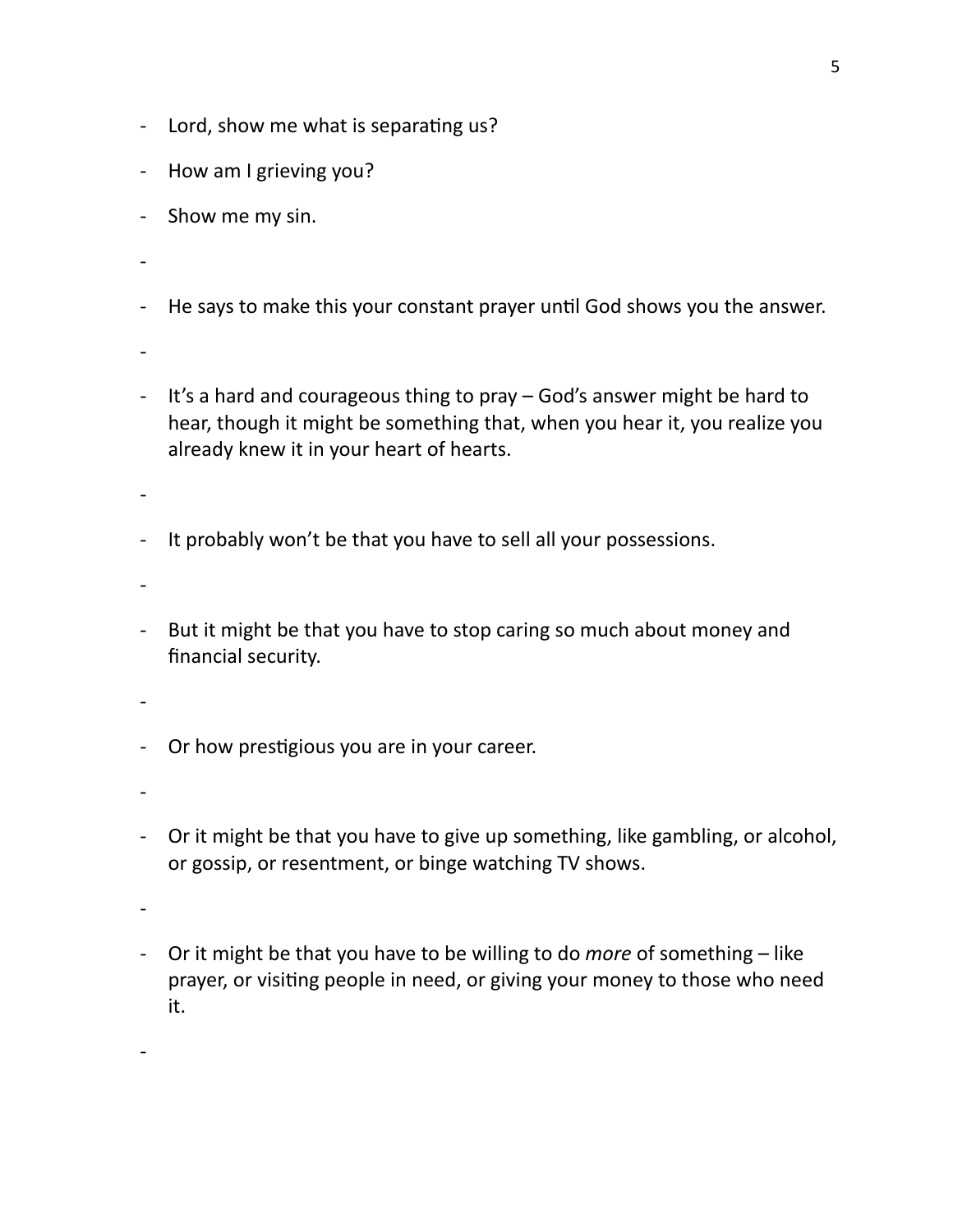- Lord, show me what is separating us?
- How am I grieving you?
- Show me my sin.
-
- He says to make this your constant prayer until God shows you the answer.
-
- It's a hard and courageous thing to pray – God's answer might be hard to hear, though it might be something that, when you hear it, you realize you already knew it in your heart of hearts.
-
- It probably won't be that you have to sell all your possessions.
-
- But it might be that you have to stop caring so much about money and financial security.
-
- Or how prestigious you are in your career.
-
- Or it might be that you have to give up something, like gambling, or alcohol, or gossip, or resentment, or binge watching TV shows.
-
- Or it might be that you have to be willing to do *more* of something – like prayer, or visiting people in need, or giving your money to those who need it.
-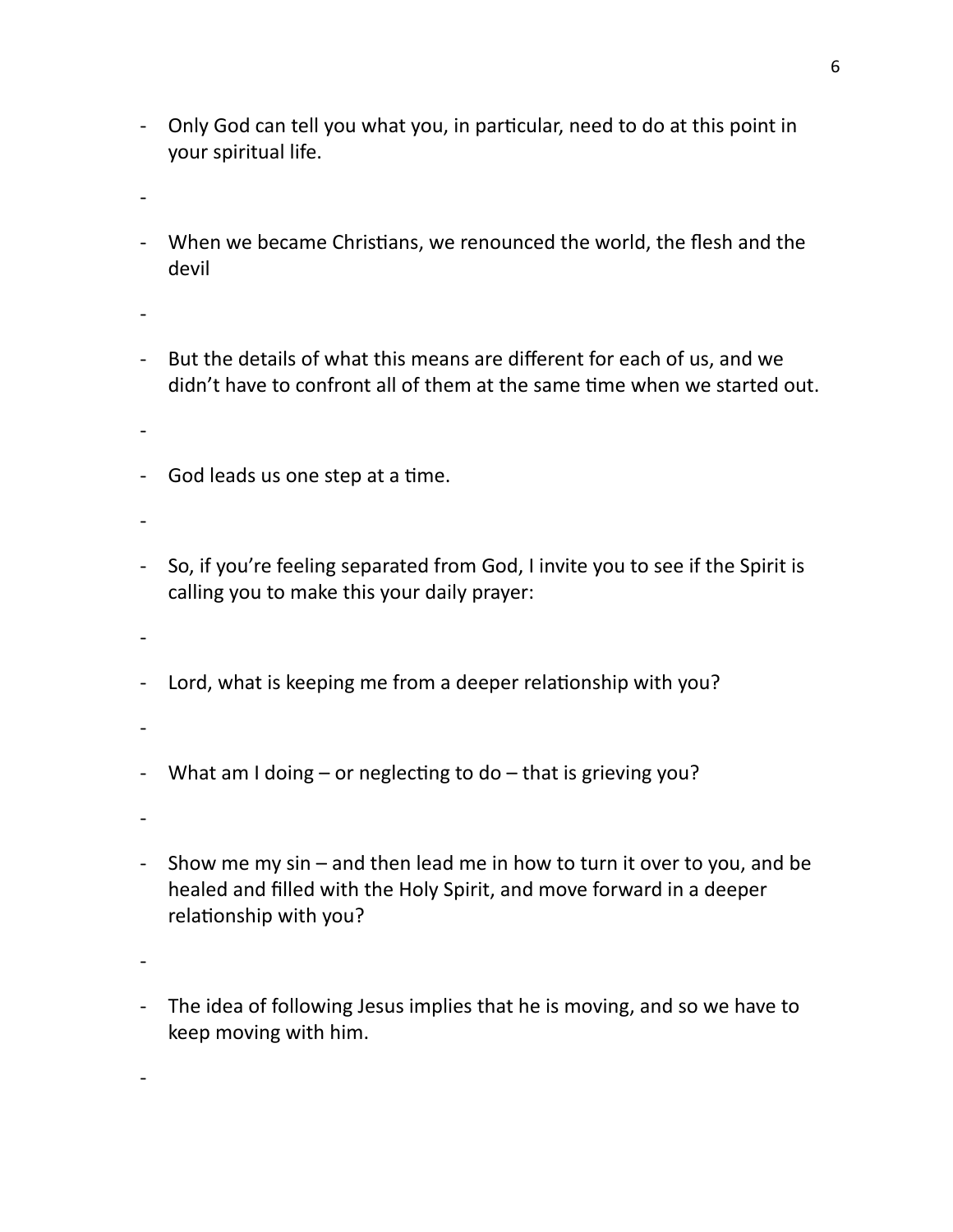- Only God can tell you what you, in particular, need to do at this point in your spiritual life.

- When we became Christians, we renounced the world, the flesh and the devil

- But the details of what this means are different for each of us, and we didn't have to confront all of them at the same time when we started out.

- God leads us one step at a time.

- So, if you're feeling separated from God, I invite you to see if the Spirit is calling you to make this your daily prayer:

- Lord, what is keeping me from a deeper relationship with you?

- What am I doing – or neglecting to do – that is grieving you?

- Show me my sin – and then lead me in how to turn it over to you, and be healed and filled with the Holy Spirit, and move forward in a deeper relationship with you?

- The idea of following Jesus implies that he is moving, and so we have to keep moving with him.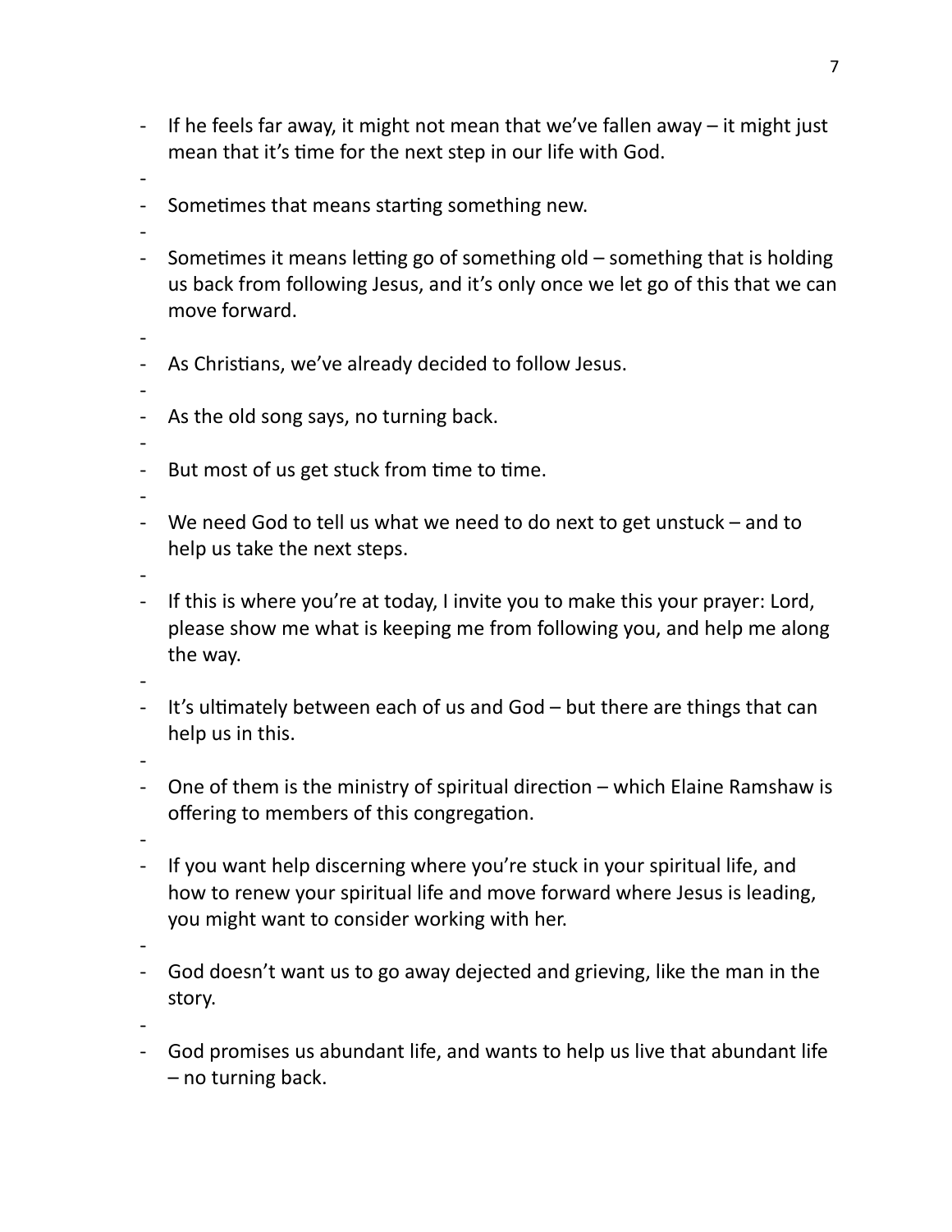- If he feels far away, it might not mean that we've fallen away – it might just mean that it's time for the next step in our life with God.
-
- Sometimes that means starting something new.
-
- Sometimes it means letting go of something old – something that is holding us back from following Jesus, and it's only once we let go of this that we can move forward.
-
- As Christians, we've already decided to follow Jesus.
-
- As the old song says, no turning back.
-
- But most of us get stuck from time to time.
-
- We need God to tell us what we need to do next to get unstuck – and to help us take the next steps.
-
- If this is where you're at today, I invite you to make this your prayer: Lord, please show me what is keeping me from following you, and help me along the way.
-
- It's ultimately between each of us and God – but there are things that can help us in this.
-
- One of them is the ministry of spiritual direction – which Elaine Ramshaw is offering to members of this congregation.
-
- If you want help discerning where you're stuck in your spiritual life, and how to renew your spiritual life and move forward where Jesus is leading, you might want to consider working with her.
-
- God doesn't want us to go away dejected and grieving, like the man in the story.
-
- God promises us abundant life, and wants to help us live that abundant life – no turning back.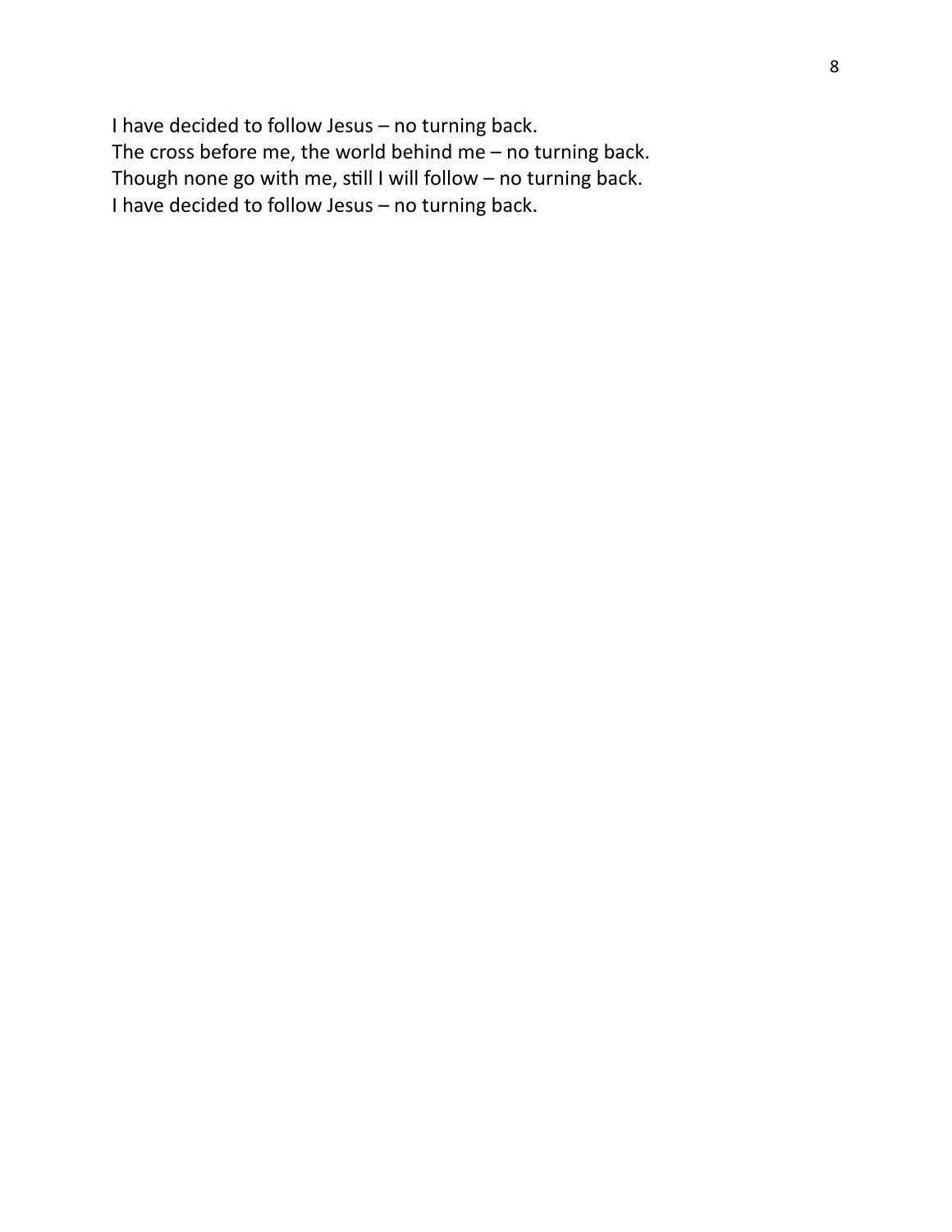I have decided to follow Jesus – no turning back.
The cross before me, the world behind me – no turning back.
Though none go with me, still I will follow – no turning back.
I have decided to follow Jesus – no turning back.